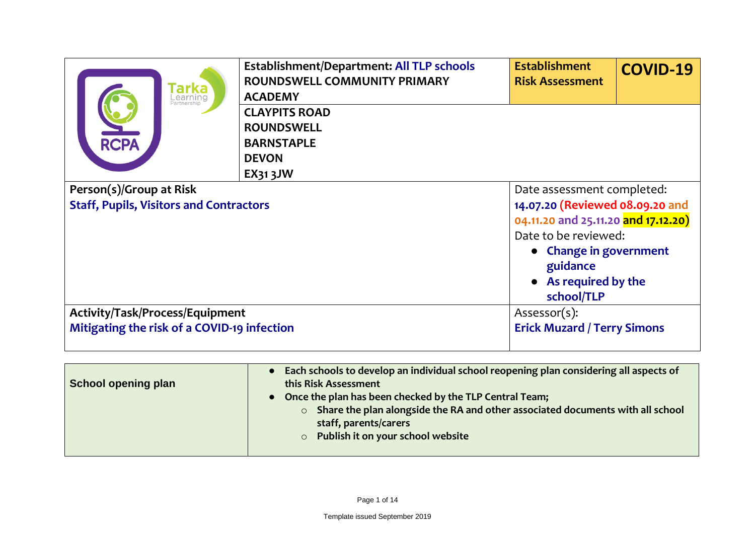| | Establishment/Department: All TLP schools<br>ROUNDSWELL COMMUNITY PRIMARY ACADEMY | Establishment Risk Assessment | COVID-19 |
|---|---|---|---|
| | CLAYPITS ROAD<br>ROUNDSWELL<br>BARNSTAPLE<br>DEVON<br>EX31 3JW | | |
| **Person(s)/Group at Risk**<br>Staff, Pupils, Visitors and Contractors | | Date assessment completed:<br>14.07.20 (Reviewed 08.09.20 and 04.11.20 and 25.11.20 and 17.12.20)<br>Date to be reviewed:<br>• Change in government guidance<br>• As required by the school/TLP | |
| **Activity/Task/Process/Equipment**<br>Mitigating the risk of a COVID-19 infection | | Assessor(s):<br>Erick Muzard / Terry Simons | |

| **School opening plan** | • Each schools to develop an individual school reopening plan considering all aspects of this Risk Assessment<br>• Once the plan has been checked by the TLP Central Team;<br>&nbsp;&nbsp;&nbsp;○ Share the plan alongside the RA and other associated documents with all school staff, parents/carers<br>&nbsp;&nbsp;&nbsp;○ Publish it on your school website |
|---|---|

Template issued September 2019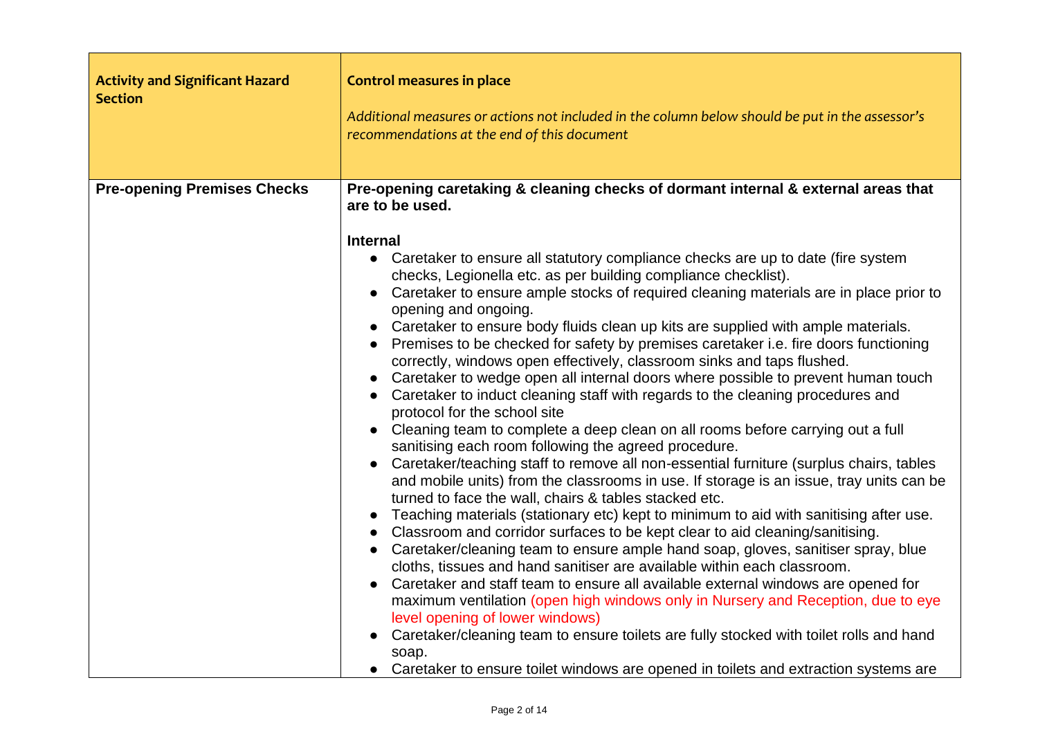| Activity and Significant Hazard Section | Control measures in place<br><br>*Additional measures or actions not included in the column below should be put in the assessor's recommendations at the end of this document* |
|---|---|
| **Pre-opening Premises Checks** | **Pre-opening caretaking & cleaning checks of dormant internal & external areas that are to be used.**<br><br>**Internal**<br>• Caretaker to ensure all statutory compliance checks are up to date (fire system checks, Legionella etc. as per building compliance checklist).<br>• Caretaker to ensure ample stocks of required cleaning materials are in place prior to opening and ongoing.<br>• Caretaker to ensure body fluids clean up kits are supplied with ample materials.<br>• Premises to be checked for safety by premises caretaker i.e. fire doors functioning correctly, windows open effectively, classroom sinks and taps flushed.<br>• Caretaker to wedge open all internal doors where possible to prevent human touch<br>• Caretaker to induct cleaning staff with regards to the cleaning procedures and protocol for the school site<br>• Cleaning team to complete a deep clean on all rooms before carrying out a full sanitising each room following the agreed procedure.<br>• Caretaker/teaching staff to remove all non-essential furniture (surplus chairs, tables and mobile units) from the classrooms in use. If storage is an issue, tray units can be turned to face the wall, chairs & tables stacked etc.<br>• Teaching materials (stationary etc) kept to minimum to aid with sanitising after use.<br>• Classroom and corridor surfaces to be kept clear to aid cleaning/sanitising.<br>• Caretaker/cleaning team to ensure ample hand soap, gloves, sanitiser spray, blue cloths, tissues and hand sanitiser are available within each classroom.<br>• Caretaker and staff team to ensure all available external windows are opened for maximum ventilation (open high windows only in Nursery and Reception, due to eye level opening of lower windows)<br>• Caretaker/cleaning team to ensure toilets are fully stocked with toilet rolls and hand soap.<br>• Caretaker to ensure toilet windows are opened in toilets and extraction systems are |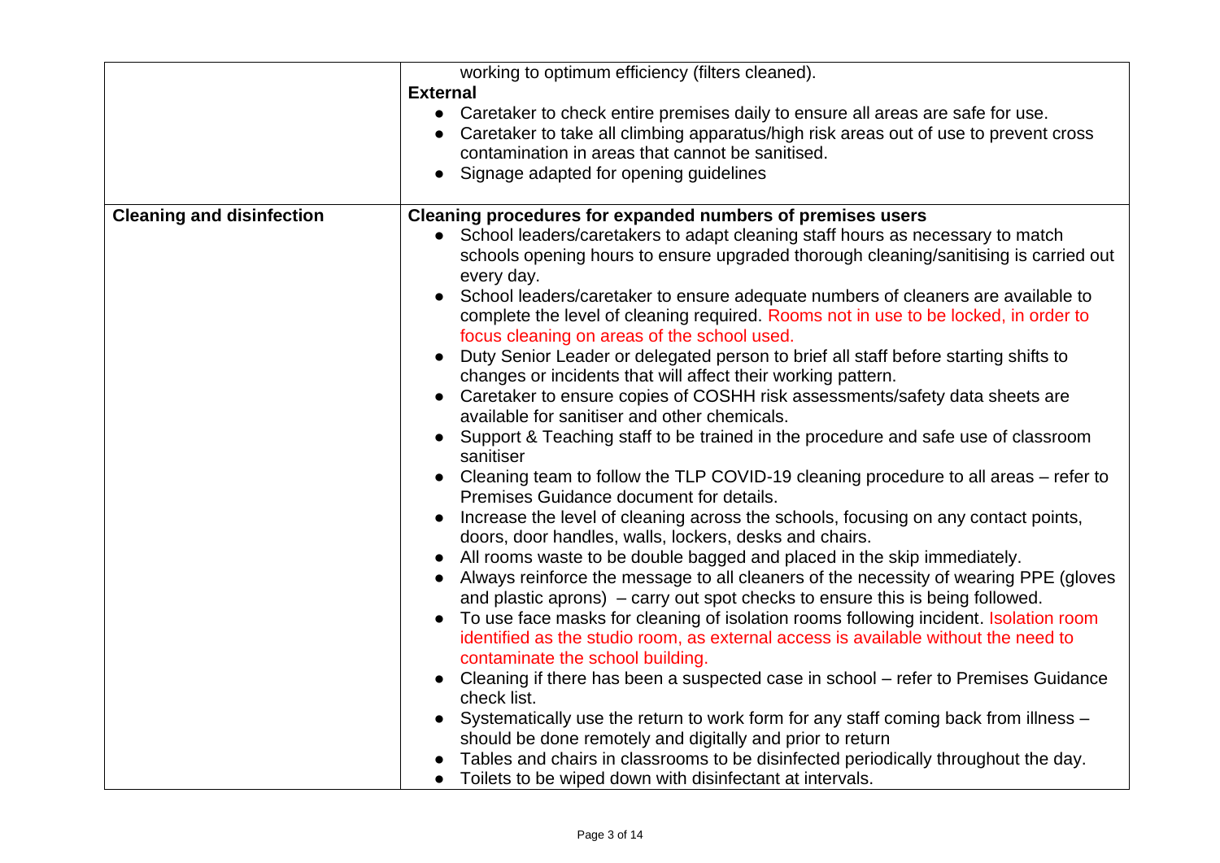| | |
|---|---|
| | working to optimum efficiency (filters cleaned).<br>**External**<br>• Caretaker to check entire premises daily to ensure all areas are safe for use.<br>• Caretaker to take all climbing apparatus/high risk areas out of use to prevent cross contamination in areas that cannot be sanitised.<br>• Signage adapted for opening guidelines |
| **Cleaning and disinfection** | **Cleaning procedures for expanded numbers of premises users**<br>• School leaders/caretakers to adapt cleaning staff hours as necessary to match schools opening hours to ensure upgraded thorough cleaning/sanitising is carried out every day.<br>• School leaders/caretaker to ensure adequate numbers of cleaners are available to complete the level of cleaning required. Rooms not in use to be locked, in order to focus cleaning on areas of the school used.<br>• Duty Senior Leader or delegated person to brief all staff before starting shifts to changes or incidents that will affect their working pattern.<br>• Caretaker to ensure copies of COSHH risk assessments/safety data sheets are available for sanitiser and other chemicals.<br>• Support & Teaching staff to be trained in the procedure and safe use of classroom sanitiser<br>• Cleaning team to follow the TLP COVID-19 cleaning procedure to all areas – refer to Premises Guidance document for details.<br>• Increase the level of cleaning across the schools, focusing on any contact points, doors, door handles, walls, lockers, desks and chairs.<br>• All rooms waste to be double bagged and placed in the skip immediately.<br>• Always reinforce the message to all cleaners of the necessity of wearing PPE (gloves and plastic aprons) – carry out spot checks to ensure this is being followed.<br>• To use face masks for cleaning of isolation rooms following incident. Isolation room identified as the studio room, as external access is available without the need to contaminate the school building.<br>• Cleaning if there has been a suspected case in school – refer to Premises Guidance check list.<br>• Systematically use the return to work form for any staff coming back from illness – should be done remotely and digitally and prior to return<br>• Tables and chairs in classrooms to be disinfected periodically throughout the day.<br>• Toilets to be wiped down with disinfectant at intervals. |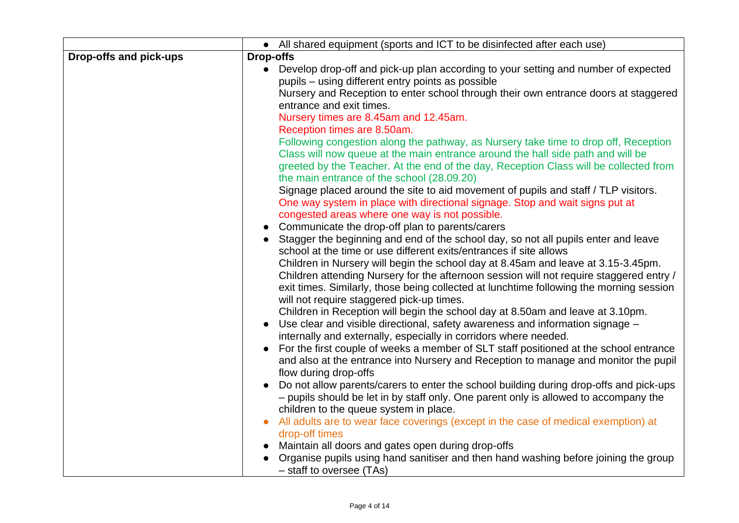| | |
|---|---|
| | • All shared equipment (sports and ICT to be disinfected after each use) |
| **Drop-offs and pick-ups** | **Drop-offs**<br>• Develop drop-off and pick-up plan according to your setting and number of expected pupils – using different entry points as possible<br>Nursery and Reception to enter school through their own entrance doors at staggered entrance and exit times.<br>Nursery times are 8.45am and 12.45am.<br>Reception times are 8.50am.<br>Following congestion along the pathway, as Nursery take time to drop off, Reception Class will now queue at the main entrance around the hall side path and will be greeted by the Teacher. At the end of the day, Reception Class will be collected from the main entrance of the school (28.09.20)<br>Signage placed around the site to aid movement of pupils and staff / TLP visitors.<br>One way system in place with directional signage. Stop and wait signs put at congested areas where one way is not possible.<br>• Communicate the drop-off plan to parents/carers<br>• Stagger the beginning and end of the school day, so not all pupils enter and leave school at the time or use different exits/entrances if site allows<br>Children in Nursery will begin the school day at 8.45am and leave at 3.15-3.45pm.<br>Children attending Nursery for the afternoon session will not require staggered entry / exit times. Similarly, those being collected at lunchtime following the morning session will not require staggered pick-up times.<br>Children in Reception will begin the school day at 8.50am and leave at 3.10pm.<br>• Use clear and visible directional, safety awareness and information signage – internally and externally, especially in corridors where needed.<br>• For the first couple of weeks a member of SLT staff positioned at the school entrance and also at the entrance into Nursery and Reception to manage and monitor the pupil flow during drop-offs<br>• Do not allow parents/carers to enter the school building during drop-offs and pick-ups – pupils should be let in by staff only. One parent only is allowed to accompany the children to the queue system in place.<br>• All adults are to wear face coverings (except in the case of medical exemption) at drop-off times<br>• Maintain all doors and gates open during drop-offs<br>• Organise pupils using hand sanitiser and then hand washing before joining the group – staff to oversee (TAs) |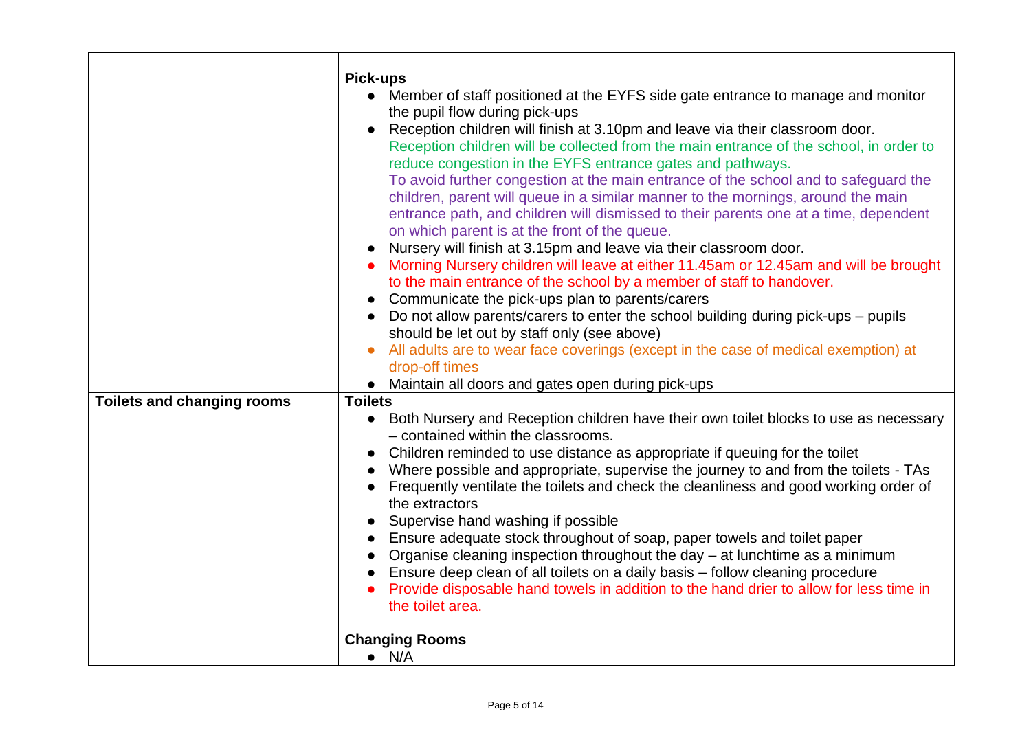| | |
|---|---|
| | **Pick-ups**<br>• Member of staff positioned at the EYFS side gate entrance to manage and monitor the pupil flow during pick-ups<br>• Reception children will finish at 3.10pm and leave via their classroom door. Reception children will be collected from the main entrance of the school, in order to reduce congestion in the EYFS entrance gates and pathways. To avoid further congestion at the main entrance of the school and to safeguard the children, parent will queue in a similar manner to the mornings, around the main entrance path, and children will dismissed to their parents one at a time, dependent on which parent is at the front of the queue.<br>• Nursery will finish at 3.15pm and leave via their classroom door.<br>• Morning Nursery children will leave at either 11.45am or 12.45am and will be brought to the main entrance of the school by a member of staff to handover.<br>• Communicate the pick-ups plan to parents/carers<br>• Do not allow parents/carers to enter the school building during pick-ups – pupils should be let out by staff only (see above)<br>• All adults are to wear face coverings (except in the case of medical exemption) at drop-off times<br>• Maintain all doors and gates open during pick-ups |
| **Toilets and changing rooms** | **Toilets**<br>• Both Nursery and Reception children have their own toilet blocks to use as necessary – contained within the classrooms.<br>• Children reminded to use distance as appropriate if queuing for the toilet<br>• Where possible and appropriate, supervise the journey to and from the toilets - TAs<br>• Frequently ventilate the toilets and check the cleanliness and good working order of the extractors<br>• Supervise hand washing if possible<br>• Ensure adequate stock throughout of soap, paper towels and toilet paper<br>• Organise cleaning inspection throughout the day – at lunchtime as a minimum<br>• Ensure deep clean of all toilets on a daily basis – follow cleaning procedure<br>• Provide disposable hand towels in addition to the hand drier to allow for less time in the toilet area.<br><br>**Changing Rooms**<br>• N/A |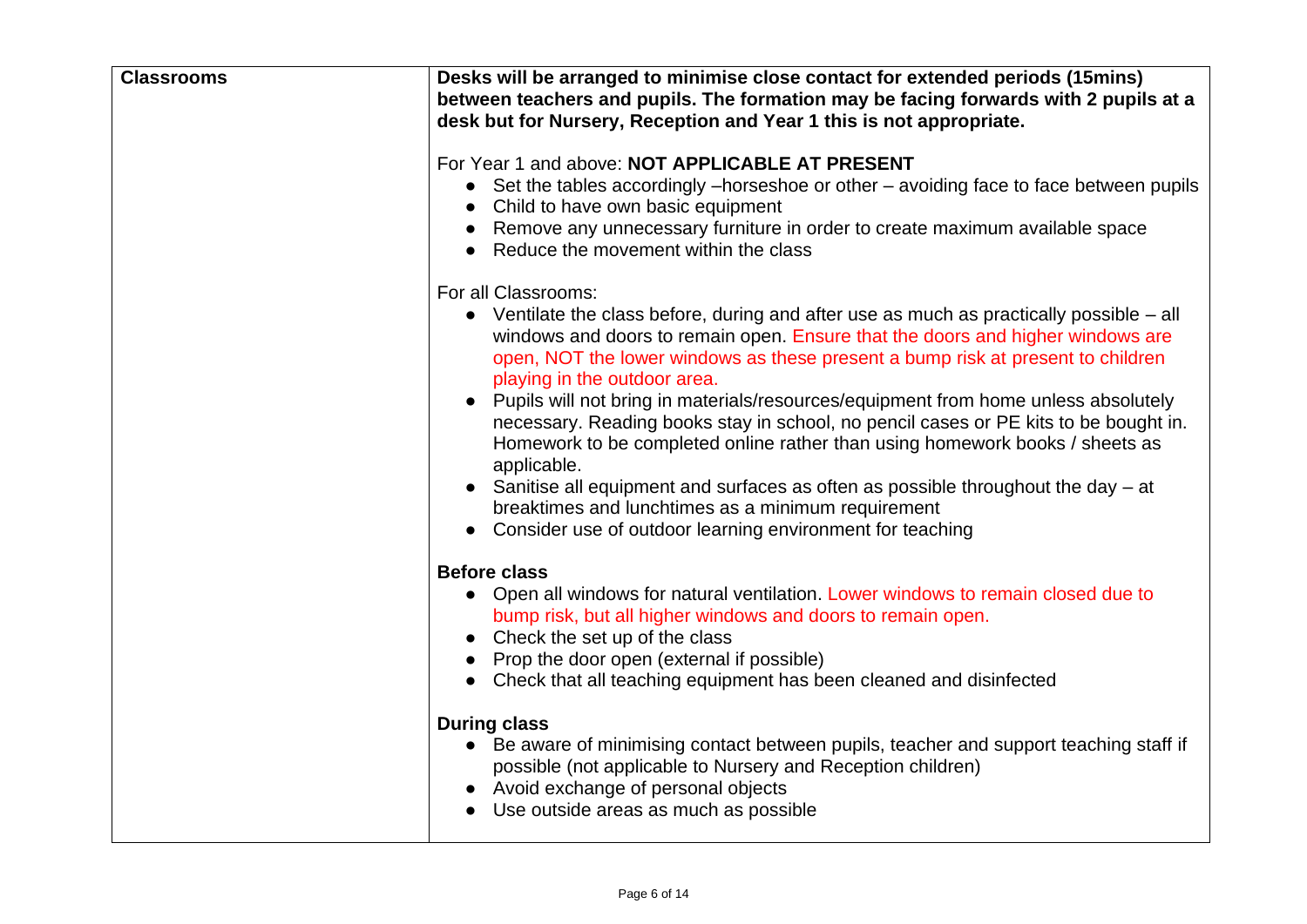| **Classrooms** | **Desks will be arranged to minimise close contact for extended periods (15mins) between teachers and pupils. The formation may be facing forwards with 2 pupils at a desk but for Nursery, Reception and Year 1 this is not appropriate.**<br><br>For Year 1 and above: **NOT APPLICABLE AT PRESENT**<br>• Set the tables accordingly –horseshoe or other – avoiding face to face between pupils<br>• Child to have own basic equipment<br>• Remove any unnecessary furniture in order to create maximum available space<br>• Reduce the movement within the class<br><br>For all Classrooms:<br>• Ventilate the class before, during and after use as much as practically possible – all windows and doors to remain open. Ensure that the doors and higher windows are open, NOT the lower windows as these present a bump risk at present to children playing in the outdoor area.<br>• Pupils will not bring in materials/resources/equipment from home unless absolutely necessary. Reading books stay in school, no pencil cases or PE kits to be bought in. Homework to be completed online rather than using homework books / sheets as applicable.<br>• Sanitise all equipment and surfaces as often as possible throughout the day – at breaktimes and lunchtimes as a minimum requirement<br>• Consider use of outdoor learning environment for teaching<br><br>**Before class**<br>• Open all windows for natural ventilation. Lower windows to remain closed due to bump risk, but all higher windows and doors to remain open.<br>• Check the set up of the class<br>• Prop the door open (external if possible)<br>• Check that all teaching equipment has been cleaned and disinfected<br><br>**During class**<br>• Be aware of minimising contact between pupils, teacher and support teaching staff if possible (not applicable to Nursery and Reception children)<br>• Avoid exchange of personal objects<br>• Use outside areas as much as possible |
|---|---|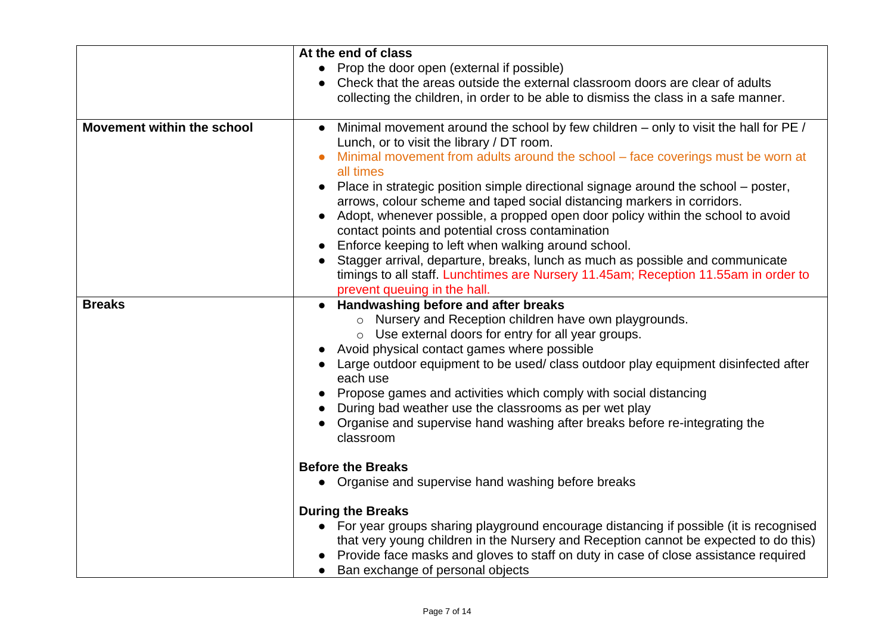| | |
|---|---|
| | **At the end of class**<br>● Prop the door open (external if possible)<br>● Check that the areas outside the external classroom doors are clear of adults collecting the children, in order to be able to dismiss the class in a safe manner. |
| **Movement within the school** | ● Minimal movement around the school by few children – only to visit the hall for PE / Lunch, or to visit the library / DT room.<br>● Minimal movement from adults around the school – face coverings must be worn at all times<br>● Place in strategic position simple directional signage around the school – poster, arrows, colour scheme and taped social distancing markers in corridors.<br>● Adopt, whenever possible, a propped open door policy within the school to avoid contact points and potential cross contamination<br>● Enforce keeping to left when walking around school.<br>● Stagger arrival, departure, breaks, lunch as much as possible and communicate timings to all staff. Lunchtimes are Nursery 11.45am; Reception 11.55am in order to prevent queuing in the hall. |
| **Breaks** | ● **Handwashing before and after breaks**<br>○ Nursery and Reception children have own playgrounds.<br>○ Use external doors for entry for all year groups.<br>● Avoid physical contact games where possible<br>● Large outdoor equipment to be used/ class outdoor play equipment disinfected after each use<br>● Propose games and activities which comply with social distancing<br>● During bad weather use the classrooms as per wet play<br>● Organise and supervise hand washing after breaks before re-integrating the classroom<br><br>**Before the Breaks**<br>● Organise and supervise hand washing before breaks<br><br>**During the Breaks**<br>● For year groups sharing playground encourage distancing if possible (it is recognised that very young children in the Nursery and Reception cannot be expected to do this)<br>● Provide face masks and gloves to staff on duty in case of close assistance required<br>● Ban exchange of personal objects |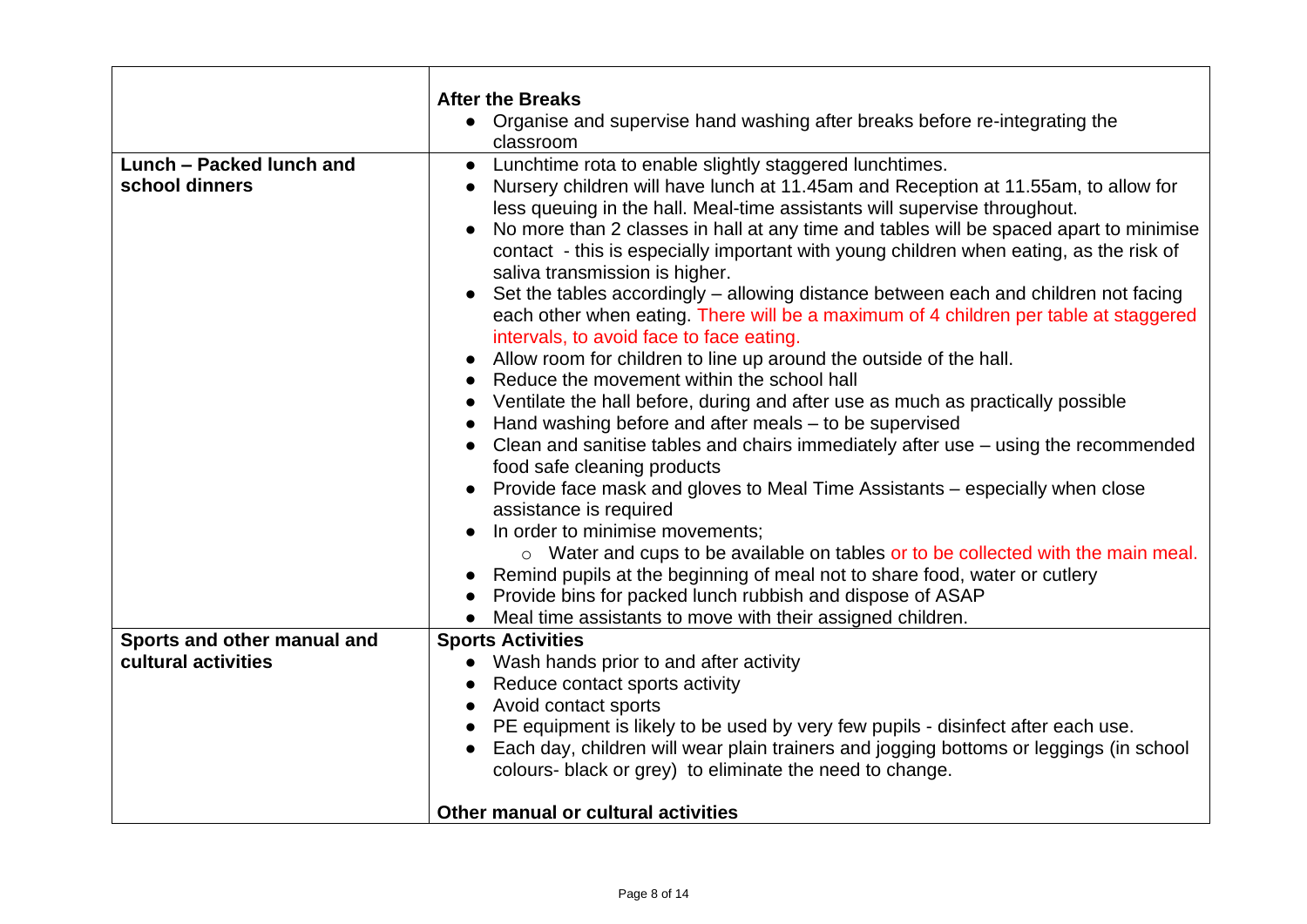| | |
|---|---|
| | **After the Breaks**<br>• Organise and supervise hand washing after breaks before re-integrating the classroom |
| **Lunch – Packed lunch and school dinners** | • Lunchtime rota to enable slightly staggered lunchtimes.<br>• Nursery children will have lunch at 11.45am and Reception at 11.55am, to allow for less queuing in the hall. Meal-time assistants will supervise throughout.<br>• No more than 2 classes in hall at any time and tables will be spaced apart to minimise contact - this is especially important with young children when eating, as the risk of saliva transmission is higher.<br>• Set the tables accordingly – allowing distance between each and children not facing each other when eating. There will be a maximum of 4 children per table at staggered intervals, to avoid face to face eating.<br>• Allow room for children to line up around the outside of the hall.<br>• Reduce the movement within the school hall<br>• Ventilate the hall before, during and after use as much as practically possible<br>• Hand washing before and after meals – to be supervised<br>• Clean and sanitise tables and chairs immediately after use – using the recommended food safe cleaning products<br>• Provide face mask and gloves to Meal Time Assistants – especially when close assistance is required<br>• In order to minimise movements;<br>  ○ Water and cups to be available on tables or to be collected with the main meal.<br>• Remind pupils at the beginning of meal not to share food, water or cutlery<br>• Provide bins for packed lunch rubbish and dispose of ASAP<br>• Meal time assistants to move with their assigned children. |
| **Sports and other manual and cultural activities** | **Sports Activities**<br>• Wash hands prior to and after activity<br>• Reduce contact sports activity<br>• Avoid contact sports<br>• PE equipment is likely to be used by very few pupils - disinfect after each use.<br>• Each day, children will wear plain trainers and jogging bottoms or leggings (in school colours- black or grey) to eliminate the need to change.<br><br>**Other manual or cultural activities** |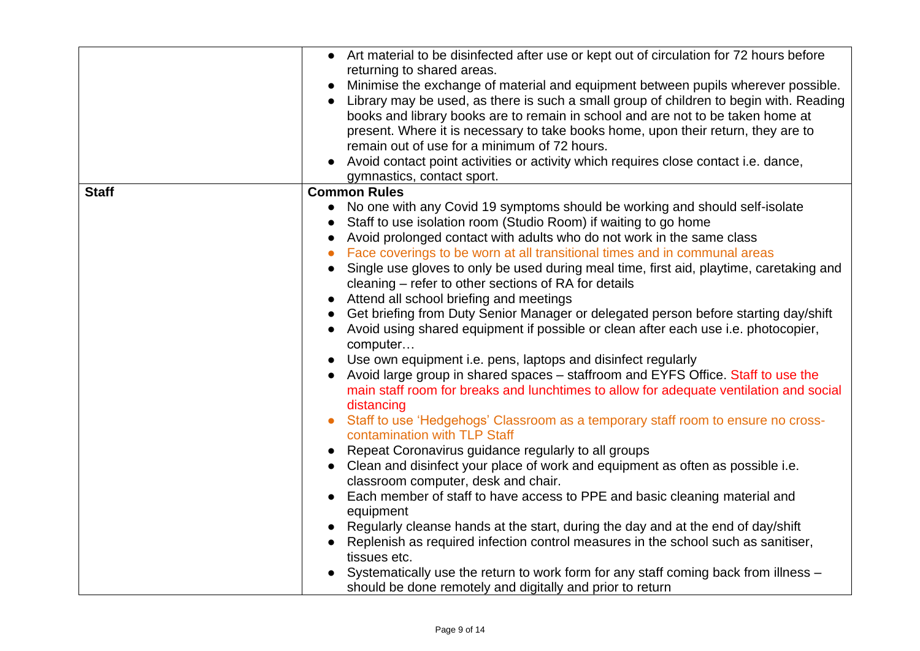| | |
|---|---|
| | • Art material to be disinfected after use or kept out of circulation for 72 hours before returning to shared areas.<br>• Minimise the exchange of material and equipment between pupils wherever possible.<br>• Library may be used, as there is such a small group of children to begin with. Reading books and library books are to remain in school and are not to be taken home at present. Where it is necessary to take books home, upon their return, they are to remain out of use for a minimum of 72 hours.<br>• Avoid contact point activities or activity which requires close contact i.e. dance, gymnastics, contact sport. |
| **Staff** | **Common Rules**<br>• No one with any Covid 19 symptoms should be working and should self-isolate<br>• Staff to use isolation room (Studio Room) if waiting to go home<br>• Avoid prolonged contact with adults who do not work in the same class<br>• Face coverings to be worn at all transitional times and in communal areas<br>• Single use gloves to only be used during meal time, first aid, playtime, caretaking and cleaning – refer to other sections of RA for details<br>• Attend all school briefing and meetings<br>• Get briefing from Duty Senior Manager or delegated person before starting day/shift<br>• Avoid using shared equipment if possible or clean after each use i.e. photocopier, computer…<br>• Use own equipment i.e. pens, laptops and disinfect regularly<br>• Avoid large group in shared spaces – staffroom and EYFS Office. Staff to use the main staff room for breaks and lunchtimes to allow for adequate ventilation and social distancing<br>• Staff to use 'Hedgehogs' Classroom as a temporary staff room to ensure no cross-contamination with TLP Staff<br>• Repeat Coronavirus guidance regularly to all groups<br>• Clean and disinfect your place of work and equipment as often as possible i.e. classroom computer, desk and chair.<br>• Each member of staff to have access to PPE and basic cleaning material and equipment<br>• Regularly cleanse hands at the start, during the day and at the end of day/shift<br>• Replenish as required infection control measures in the school such as sanitiser, tissues etc.<br>• Systematically use the return to work form for any staff coming back from illness – should be done remotely and digitally and prior to return |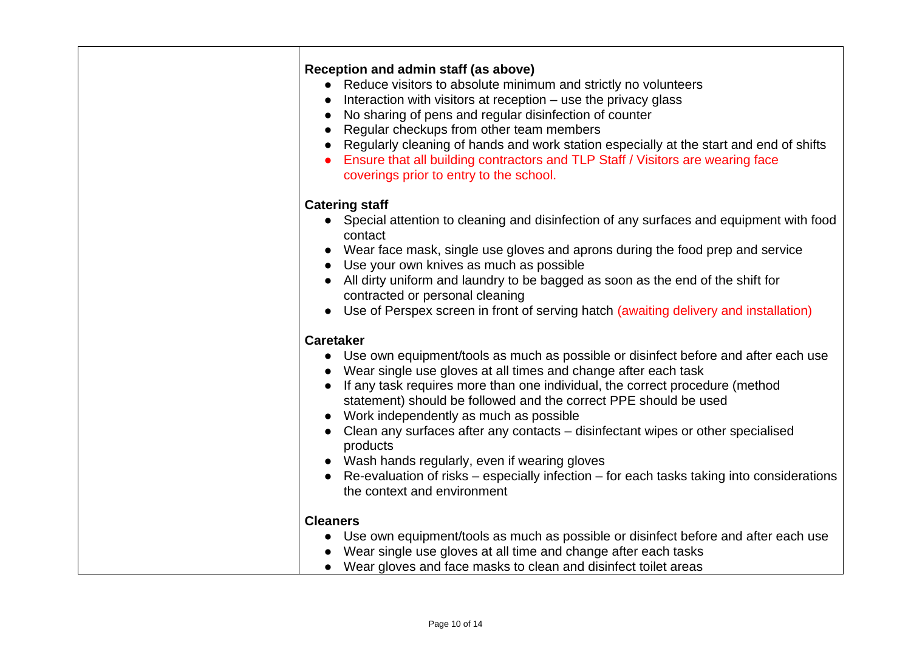| | |
|---|---|
| | **Reception and admin staff (as above)**<br>• Reduce visitors to absolute minimum and strictly no volunteers<br>• Interaction with visitors at reception – use the privacy glass<br>• No sharing of pens and regular disinfection of counter<br>• Regular checkups from other team members<br>• Regularly cleaning of hands and work station especially at the start and end of shifts<br>• Ensure that all building contractors and TLP Staff / Visitors are wearing face coverings prior to entry to the school.<br><br>**Catering staff**<br>• Special attention to cleaning and disinfection of any surfaces and equipment with food contact<br>• Wear face mask, single use gloves and aprons during the food prep and service<br>• Use your own knives as much as possible<br>• All dirty uniform and laundry to be bagged as soon as the end of the shift for contracted or personal cleaning<br>• Use of Perspex screen in front of serving hatch (awaiting delivery and installation)<br><br>**Caretaker**<br>• Use own equipment/tools as much as possible or disinfect before and after each use<br>• Wear single use gloves at all times and change after each task<br>• If any task requires more than one individual, the correct procedure (method statement) should be followed and the correct PPE should be used<br>• Work independently as much as possible<br>• Clean any surfaces after any contacts – disinfectant wipes or other specialised products<br>• Wash hands regularly, even if wearing gloves<br>• Re-evaluation of risks – especially infection – for each tasks taking into considerations the context and environment<br><br>**Cleaners**<br>• Use own equipment/tools as much as possible or disinfect before and after each use<br>• Wear single use gloves at all time and change after each tasks<br>• Wear gloves and face masks to clean and disinfect toilet areas |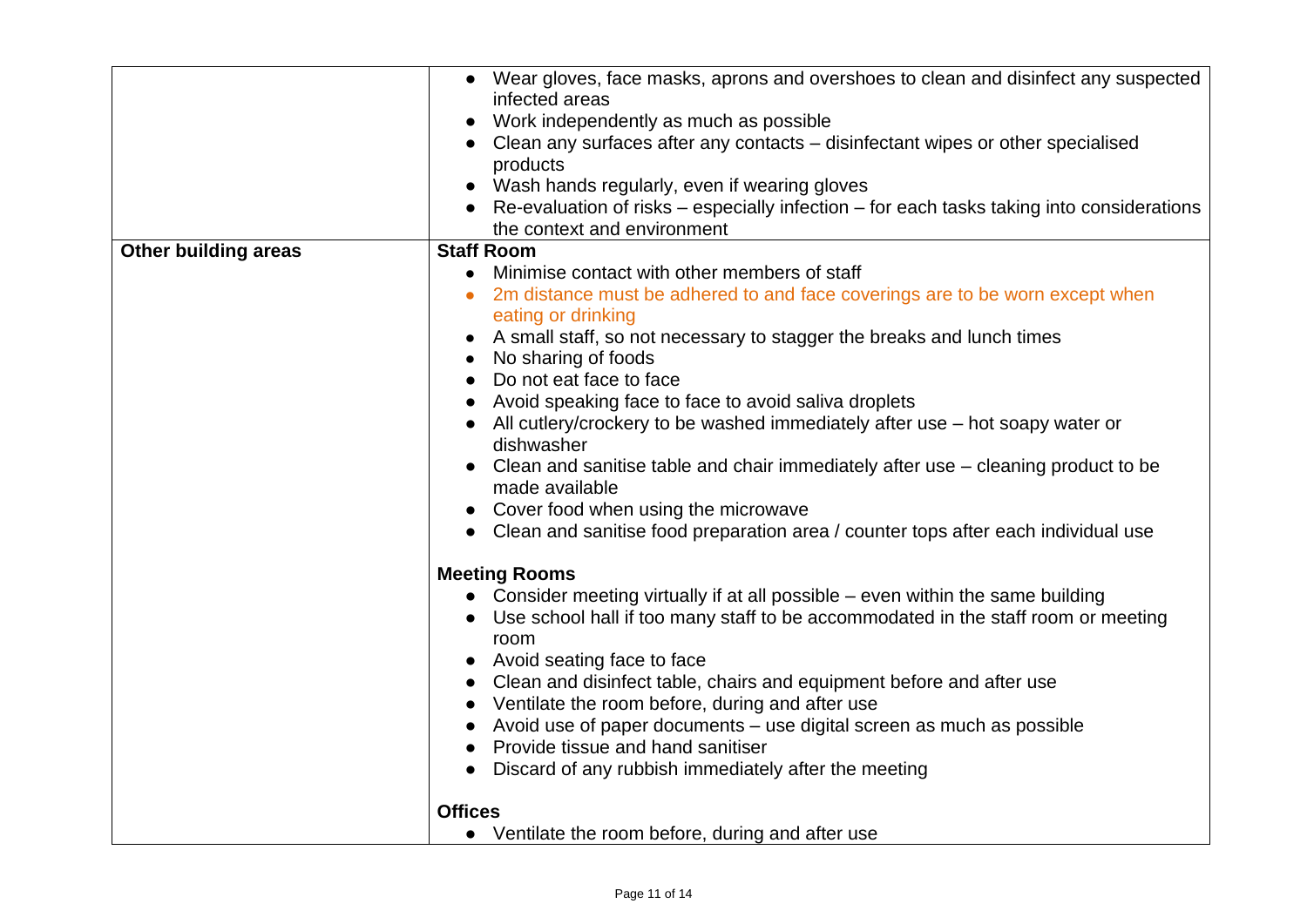| | |
|---|---|
| | • Wear gloves, face masks, aprons and overshoes to clean and disinfect any suspected infected areas<br>• Work independently as much as possible<br>• Clean any surfaces after any contacts – disinfectant wipes or other specialised products<br>• Wash hands regularly, even if wearing gloves<br>• Re-evaluation of risks – especially infection – for each tasks taking into considerations the context and environment |
| **Other building areas** | **Staff Room**<br>• Minimise contact with other members of staff<br>• 2m distance must be adhered to and face coverings are to be worn except when eating or drinking<br>• A small staff, so not necessary to stagger the breaks and lunch times<br>• No sharing of foods<br>• Do not eat face to face<br>• Avoid speaking face to face to avoid saliva droplets<br>• All cutlery/crockery to be washed immediately after use – hot soapy water or dishwasher<br>• Clean and sanitise table and chair immediately after use – cleaning product to be made available<br>• Cover food when using the microwave<br>• Clean and sanitise food preparation area / counter tops after each individual use<br><br>**Meeting Rooms**<br>• Consider meeting virtually if at all possible – even within the same building<br>• Use school hall if too many staff to be accommodated in the staff room or meeting room<br>• Avoid seating face to face<br>• Clean and disinfect table, chairs and equipment before and after use<br>• Ventilate the room before, during and after use<br>• Avoid use of paper documents – use digital screen as much as possible<br>• Provide tissue and hand sanitiser<br>• Discard of any rubbish immediately after the meeting<br><br>**Offices**<br>• Ventilate the room before, during and after use |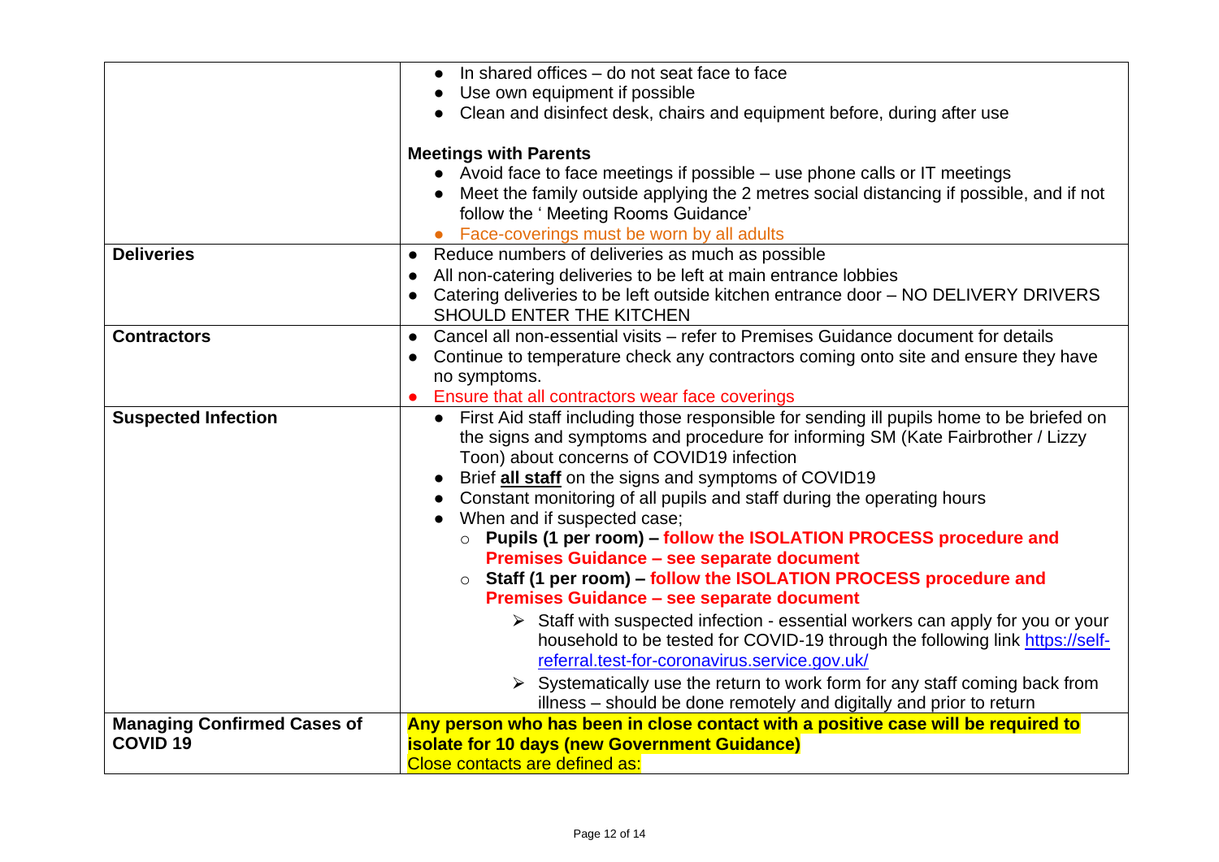| | |
|---|---|
| | • In shared offices – do not seat face to face<br>• Use own equipment if possible<br>• Clean and disinfect desk, chairs and equipment before, during after use<br><br>**Meetings with Parents**<br>• Avoid face to face meetings if possible – use phone calls or IT meetings<br>• Meet the family outside applying the 2 metres social distancing if possible, and if not follow the ' Meeting Rooms Guidance'<br>• Face-coverings must be worn by all adults |
| **Deliveries** | • Reduce numbers of deliveries as much as possible<br>• All non-catering deliveries to be left at main entrance lobbies<br>• Catering deliveries to be left outside kitchen entrance door – NO DELIVERY DRIVERS SHOULD ENTER THE KITCHEN |
| **Contractors** | • Cancel all non-essential visits – refer to Premises Guidance document for details<br>• Continue to temperature check any contractors coming onto site and ensure they have no symptoms.<br>• Ensure that all contractors wear face coverings |
| **Suspected Infection** | • First Aid staff including those responsible for sending ill pupils home to be briefed on the signs and symptoms and procedure for informing SM (Kate Fairbrother / Lizzy Toon) about concerns of COVID19 infection<br>• Brief **all staff** on the signs and symptoms of COVID19<br>• Constant monitoring of all pupils and staff during the operating hours<br>• When and if suspected case;<br>  ○ **Pupils (1 per room) – follow the ISOLATION PROCESS procedure and Premises Guidance – see separate document**<br>  ○ **Staff (1 per room) – follow the ISOLATION PROCESS procedure and Premises Guidance – see separate document**<br>    ➢ Staff with suspected infection - essential workers can apply for you or your household to be tested for COVID-19 through the following link https://self-referral.test-for-coronavirus.service.gov.uk/<br>    ➢ Systematically use the return to work form for any staff coming back from illness – should be done remotely and digitally and prior to return |
| **Managing Confirmed Cases of COVID 19** | **Any person who has been in close contact with a positive case will be required to isolate for 10 days (new Government Guidance)**<br>Close contacts are defined as: |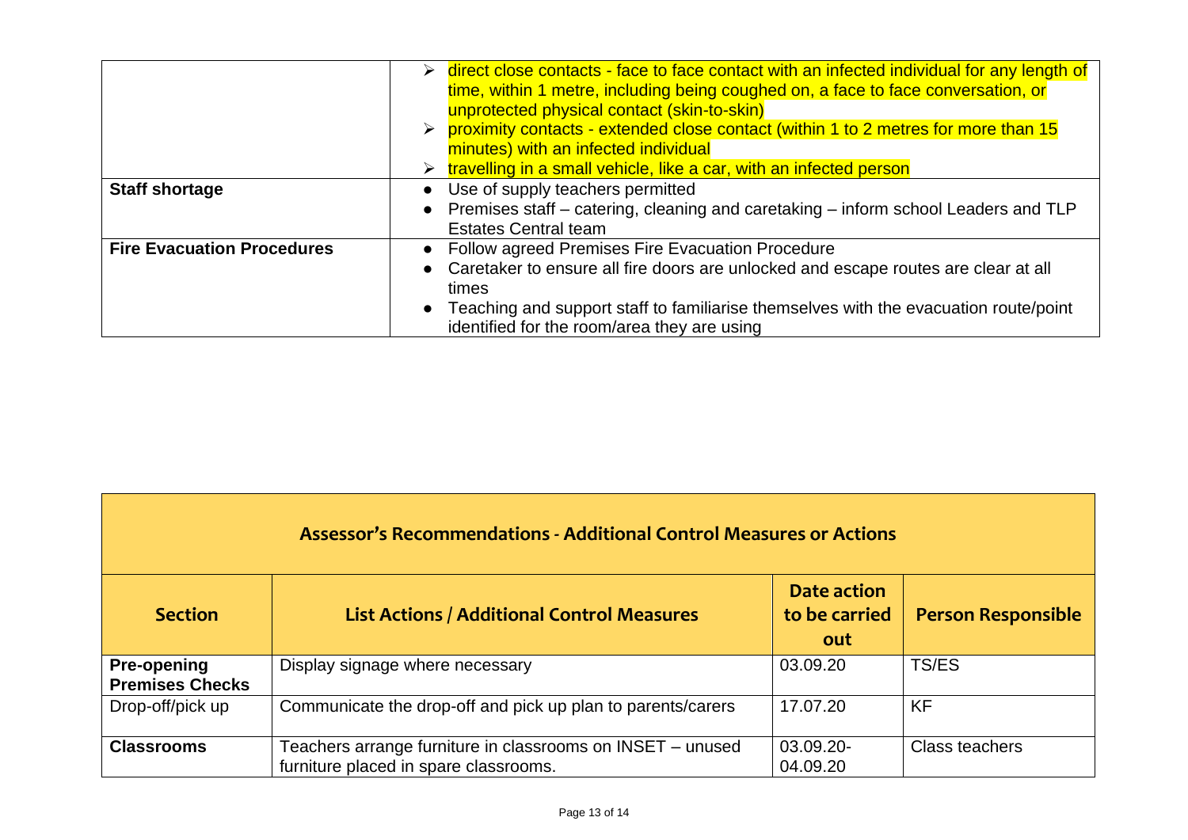| | |
|---|---|
| | ➢ direct close contacts - face to face contact with an infected individual for any length of time, within 1 metre, including being coughed on, a face to face conversation, or unprotected physical contact (skin-to-skin)<br>➢ proximity contacts - extended close contact (within 1 to 2 metres for more than 15 minutes) with an infected individual<br>➢ travelling in a small vehicle, like a car, with an infected person |
| **Staff shortage** | • Use of supply teachers permitted<br>• Premises staff – catering, cleaning and caretaking – inform school Leaders and TLP Estates Central team |
| **Fire Evacuation Procedures** | • Follow agreed Premises Fire Evacuation Procedure<br>• Caretaker to ensure all fire doors are unlocked and escape routes are clear at all times<br>• Teaching and support staff to familiarise themselves with the evacuation route/point identified for the room/area they are using |

**Assessor's Recommendations - Additional Control Measures or Actions**

| Section | List Actions / Additional Control Measures | Date action to be carried out | Person Responsible |
|---|---|---|---|
| **Pre-opening Premises Checks** | Display signage where necessary | 03.09.20 | TS/ES |
| Drop-off/pick up | Communicate the drop-off and pick up plan to parents/carers | 17.07.20 | KF |
| **Classrooms** | Teachers arrange furniture in classrooms on INSET – unused furniture placed in spare classrooms. | 03.09.20-04.09.20 | Class teachers |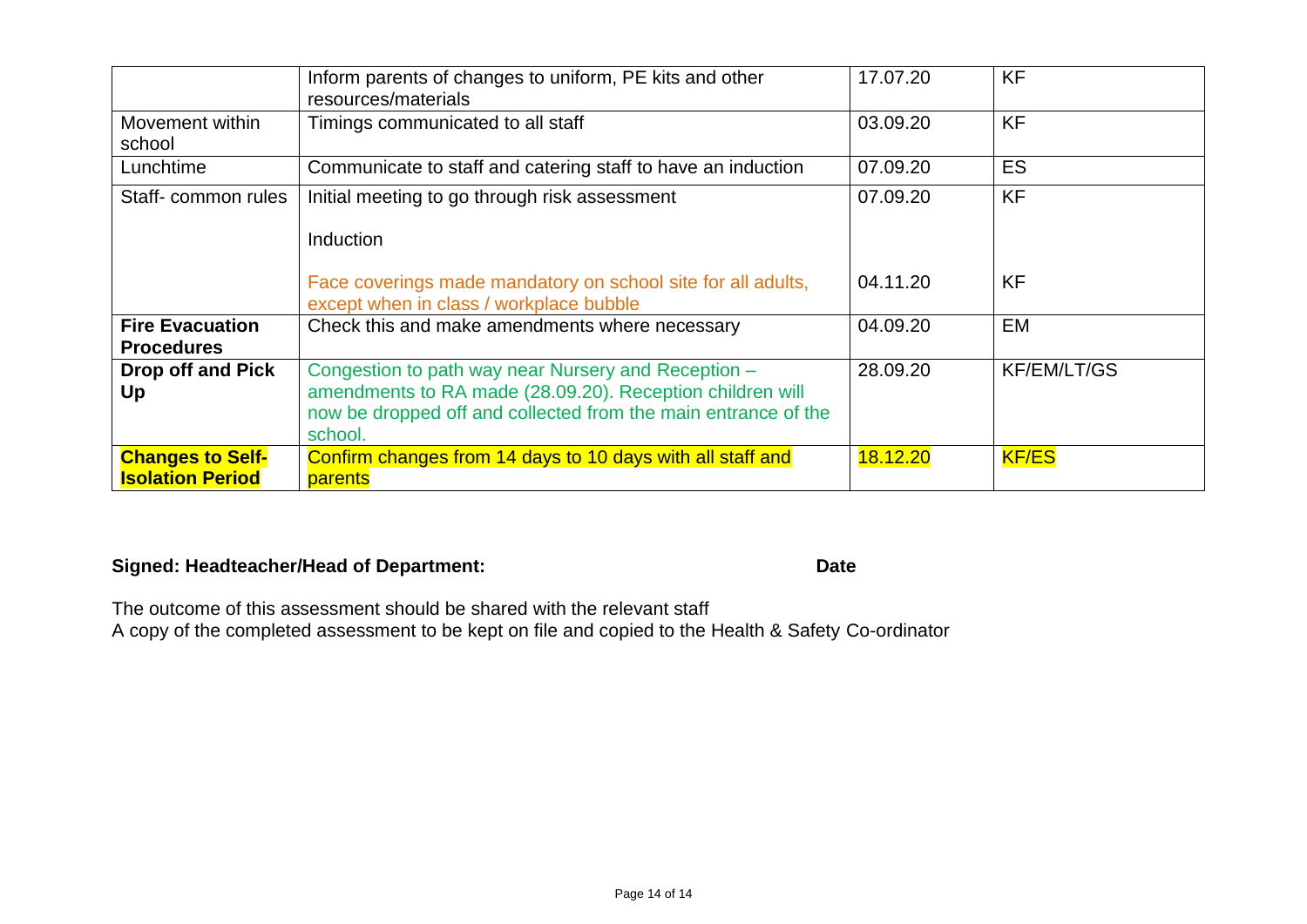| | | | |
|---|---|---|---|
| | Inform parents of changes to uniform, PE kits and other resources/materials | 17.07.20 | KF |
| Movement within school | Timings communicated to all staff | 03.09.20 | KF |
| Lunchtime | Communicate to staff and catering staff to have an induction | 07.09.20 | ES |
| Staff- common rules | Initial meeting to go through risk assessment<br><br>Induction<br><br>Face coverings made mandatory on school site for all adults, except when in class / workplace bubble | 07.09.20<br><br><br><br>04.11.20 | KF<br><br><br><br>KF |
| **Fire Evacuation Procedures** | Check this and make amendments where necessary | 04.09.20 | EM |
| **Drop off and Pick Up** | Congestion to path way near Nursery and Reception – amendments to RA made (28.09.20). Reception children will now be dropped off and collected from the main entrance of the school. | 28.09.20 | KF/EM/LT/GS |
| **Changes to Self-Isolation Period** | Confirm changes from 14 days to 10 days with all staff and parents | 18.12.20 | KF/ES |

**Signed: Headteacher/Head of Department:** **Date**

The outcome of this assessment should be shared with the relevant staff
A copy of the completed assessment to be kept on file and copied to the Health & Safety Co-ordinator